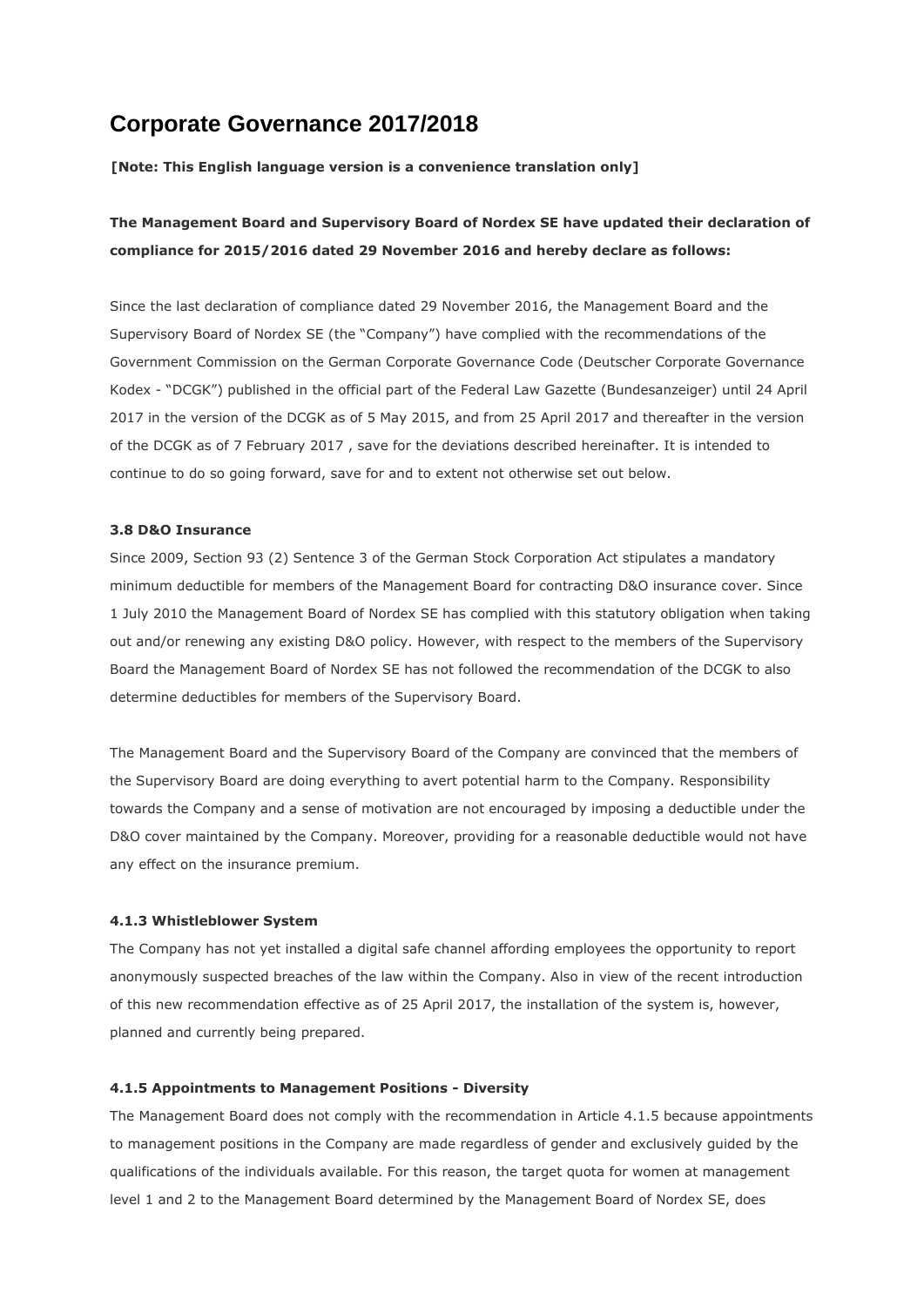# Corporate Governance 2017/2018

**[Note: This English language version is a convenience translation only]**

**The Management Board and Supervisory Board of Nordex SE have updated their declaration of compliance for 2015/2016 dated 29 November 2016 and hereby declare as follows:**

Since the last declaration of compliance dated 29 November 2016, the Management Board and the Supervisory Board of Nordex SE (the "Company") have complied with the recommendations of the Government Commission on the German Corporate Governance Code (Deutscher Corporate Governance Kodex - "DCGK") published in the official part of the Federal Law Gazette (Bundesanzeiger) until 24 April 2017 in the version of the DCGK as of 5 May 2015, and from 25 April 2017 and thereafter in the version of the DCGK as of 7 February 2017 , save for the deviations described hereinafter. It is intended to continue to do so going forward, save for and to extent not otherwise set out below.

#### 3.8 D&O Insurance

Since 2009, Section 93 (2) Sentence 3 of the German Stock Corporation Act stipulates a mandatory minimum deductible for members of the Management Board for contracting D&O insurance cover. Since 1 July 2010 the Management Board of Nordex SE has complied with this statutory obligation when taking out and/or renewing any existing D&O policy. However, with respect to the members of the Supervisory Board the Management Board of Nordex SE has not followed the recommendation of the DCGK to also determine deductibles for members of the Supervisory Board.

The Management Board and the Supervisory Board of the Company are convinced that the members of the Supervisory Board are doing everything to avert potential harm to the Company. Responsibility towards the Company and a sense of motivation are not encouraged by imposing a deductible under the D&O cover maintained by the Company. Moreover, providing for a reasonable deductible would not have any effect on the insurance premium.

#### 4.1.3 Whistleblower System

The Company has not yet installed a digital safe channel affording employees the opportunity to report anonymously suspected breaches of the law within the Company. Also in view of the recent introduction of this new recommendation effective as of 25 April 2017, the installation of the system is, however, planned and currently being prepared.

#### 4.1.5 Appointments to Management Positions - Diversity

The Management Board does not comply with the recommendation in Article 4.1.5 because appointments to management positions in the Company are made regardless of gender and exclusively guided by the qualifications of the individuals available. For this reason, the target quota for women at management level 1 and 2 to the Management Board determined by the Management Board of Nordex SE, does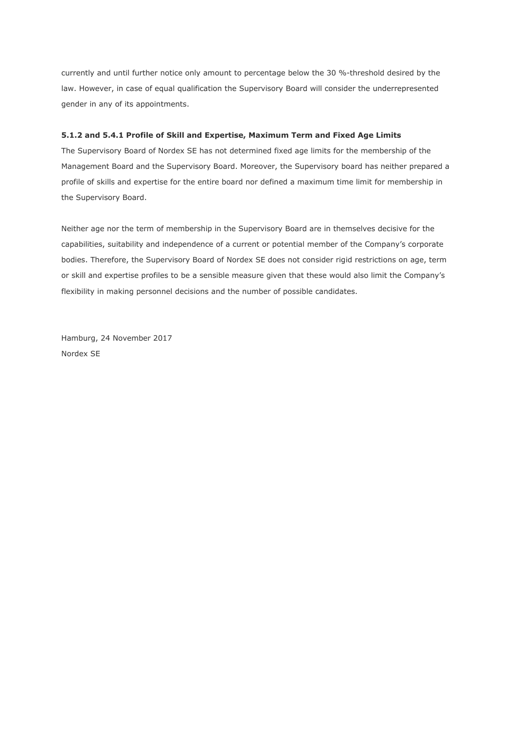currently and until further notice only amount to percentage below the 30 %-threshold desired by the law. However, in case of equal qualification the Supervisory Board will consider the underrepresented gender in any of its appointments.

**5.1.2 and 5.4.1 Profile of Skill and Expertise, Maximum Term and Fixed Age Limits**

The Supervisory Board of Nordex SE has not determined fixed age limits for the membership of the Management Board and the Supervisory Board. Moreover, the Supervisory board has neither prepared a profile of skills and expertise for the entire board nor defined a maximum time limit for membership in the Supervisory Board.

Neither age nor the term of membership in the Supervisory Board are in themselves decisive for the capabilities, suitability and independence of a current or potential member of the Company's corporate bodies. Therefore, the Supervisory Board of Nordex SE does not consider rigid restrictions on age, term or skill and expertise profiles to be a sensible measure given that these would also limit the Company's flexibility in making personnel decisions and the number of possible candidates.

Hamburg, 24 November 2017
Nordex SE